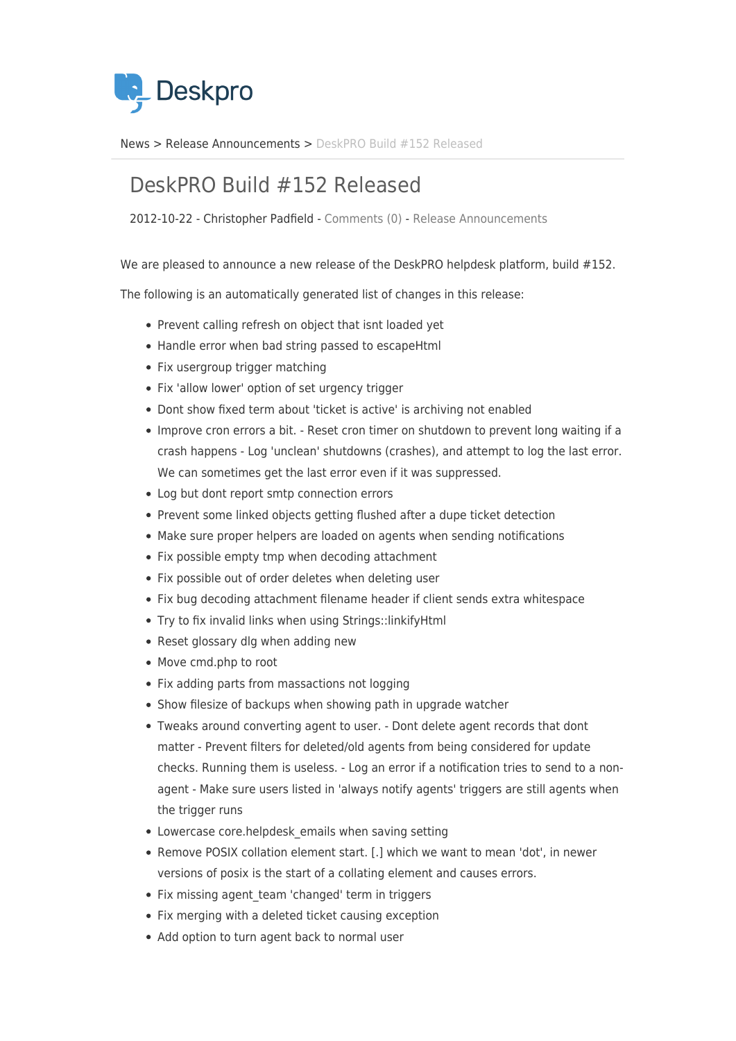Deskpro

News > Release Announcements > DeskPRO Build #152 Released

# DeskPRO Build #152 Released

2012-10-22 - Christopher Padfield - Comments (0) - Release Announcements

We are pleased to announce a new release of the DeskPRO helpdesk platform, build #152.

The following is an automatically generated list of changes in this release:

- Prevent calling refresh on object that isnt loaded yet
- Handle error when bad string passed to escapeHtml
- Fix usergroup trigger matching
- Fix 'allow lower' option of set urgency trigger
- Dont show fixed term about 'ticket is active' is archiving not enabled
- Improve cron errors a bit. - Reset cron timer on shutdown to prevent long waiting if a crash happens - Log 'unclean' shutdowns (crashes), and attempt to log the last error. We can sometimes get the last error even if it was suppressed.
- Log but dont report smtp connection errors
- Prevent some linked objects getting flushed after a dupe ticket detection
- Make sure proper helpers are loaded on agents when sending notifications
- Fix possible empty tmp when decoding attachment
- Fix possible out of order deletes when deleting user
- Fix bug decoding attachment filename header if client sends extra whitespace
- Try to fix invalid links when using Strings::linkifyHtml
- Reset glossary dlg when adding new
- Move cmd.php to root
- Fix adding parts from massactions not logging
- Show filesize of backups when showing path in upgrade watcher
- Tweaks around converting agent to user. - Dont delete agent records that dont matter - Prevent filters for deleted/old agents from being considered for update checks. Running them is useless. - Log an error if a notification tries to send to a non-agent - Make sure users listed in 'always notify agents' triggers are still agents when the trigger runs
- Lowercase core.helpdesk_emails when saving setting
- Remove POSIX collation element start. [.] which we want to mean 'dot', in newer versions of posix is the start of a collating element and causes errors.
- Fix missing agent_team 'changed' term in triggers
- Fix merging with a deleted ticket causing exception
- Add option to turn agent back to normal user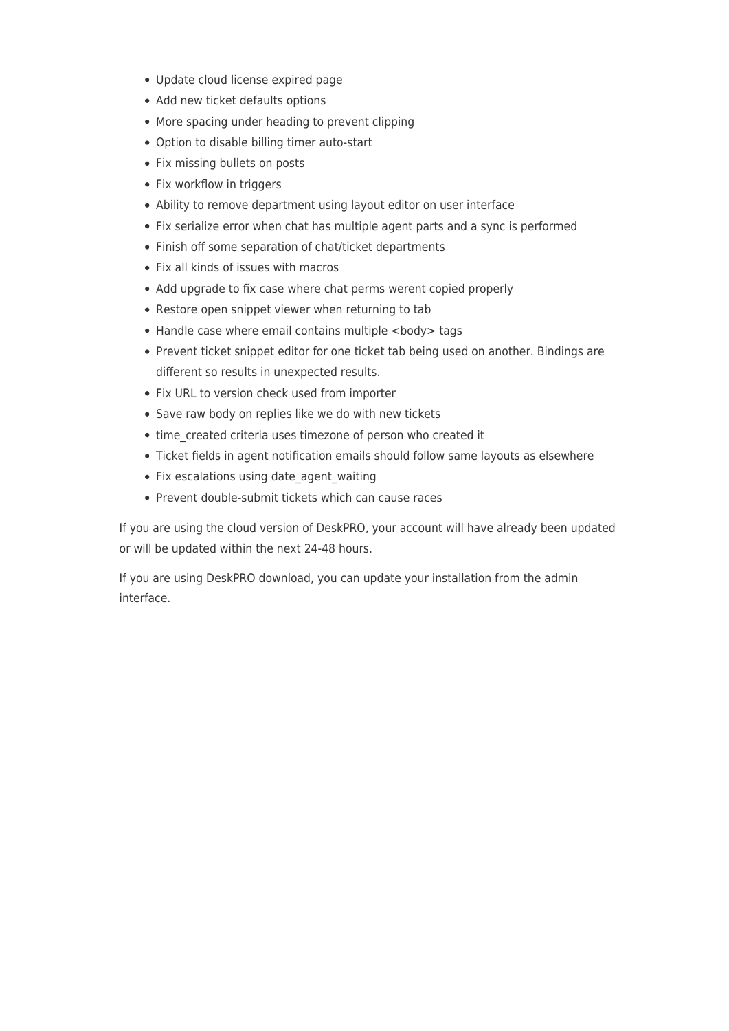- Update cloud license expired page
- Add new ticket defaults options
- More spacing under heading to prevent clipping
- Option to disable billing timer auto-start
- Fix missing bullets on posts
- Fix workflow in triggers
- Ability to remove department using layout editor on user interface
- Fix serialize error when chat has multiple agent parts and a sync is performed
- Finish off some separation of chat/ticket departments
- Fix all kinds of issues with macros
- Add upgrade to fix case where chat perms werent copied properly
- Restore open snippet viewer when returning to tab
- Handle case where email contains multiple <body> tags
- Prevent ticket snippet editor for one ticket tab being used on another. Bindings are different so results in unexpected results.
- Fix URL to version check used from importer
- Save raw body on replies like we do with new tickets
- time_created criteria uses timezone of person who created it
- Ticket fields in agent notification emails should follow same layouts as elsewhere
- Fix escalations using date_agent_waiting
- Prevent double-submit tickets which can cause races

If you are using the cloud version of DeskPRO, your account will have already been updated or will be updated within the next 24-48 hours.

If you are using DeskPRO download, you can update your installation from the admin interface.